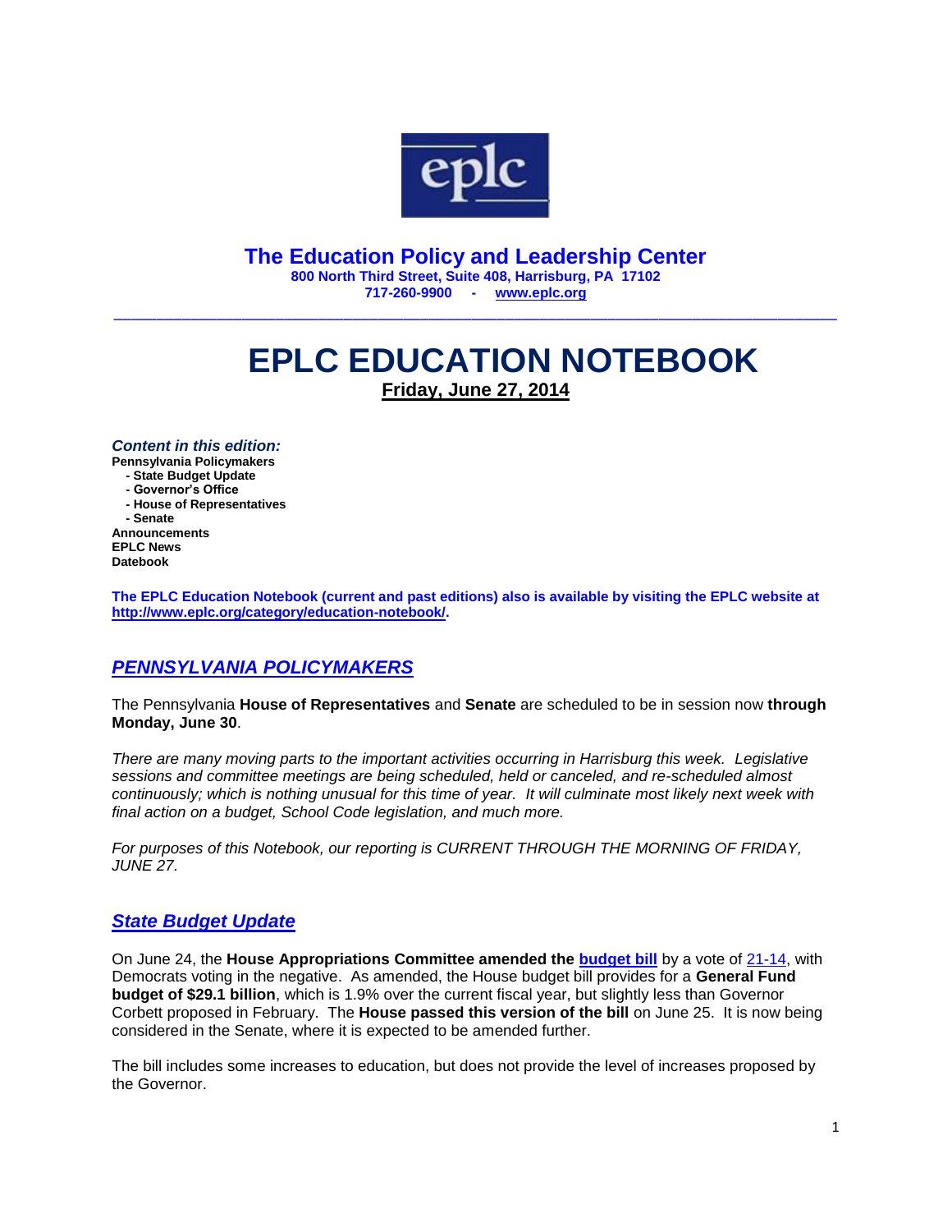## The Education Policy and Leadership Center

**800 North Third Street, Suite 408, Harrisburg, PA 17102**
**717-260-9900 - www.eplc.org**

---

# EPLC EDUCATION NOTEBOOK

**Friday, June 27, 2014**

***Content in this edition:***

**Pennsylvania Policymakers**
- **State Budget Update**
- **Governor's Office**
- **House of Representatives**
- **Senate**

**Announcements**
**EPLC News**
**Datebook**

**The EPLC Education Notebook (current and past editions) also is available by visiting the EPLC website at http://www.eplc.org/category/education-notebook/.**

## *PENNSYLVANIA POLICYMAKERS*

The Pennsylvania **House of Representatives** and **Senate** are scheduled to be in session now **through Monday, June 30**.

*There are many moving parts to the important activities occurring in Harrisburg this week. Legislative sessions and committee meetings are being scheduled, held or canceled, and re-scheduled almost continuously; which is nothing unusual for this time of year. It will culminate most likely next week with final action on a budget, School Code legislation, and much more.*

*For purposes of this Notebook, our reporting is CURRENT THROUGH THE MORNING OF FRIDAY, JUNE 27.*

## *State Budget Update*

On June 24, the **House Appropriations Committee amended the budget bill** by a vote of 21-14, with Democrats voting in the negative. As amended, the House budget bill provides for a **General Fund budget of $29.1 billion**, which is 1.9% over the current fiscal year, but slightly less than Governor Corbett proposed in February. The **House passed this version of the bill** on June 25. It is now being considered in the Senate, where it is expected to be amended further.

The bill includes some increases to education, but does not provide the level of increases proposed by the Governor.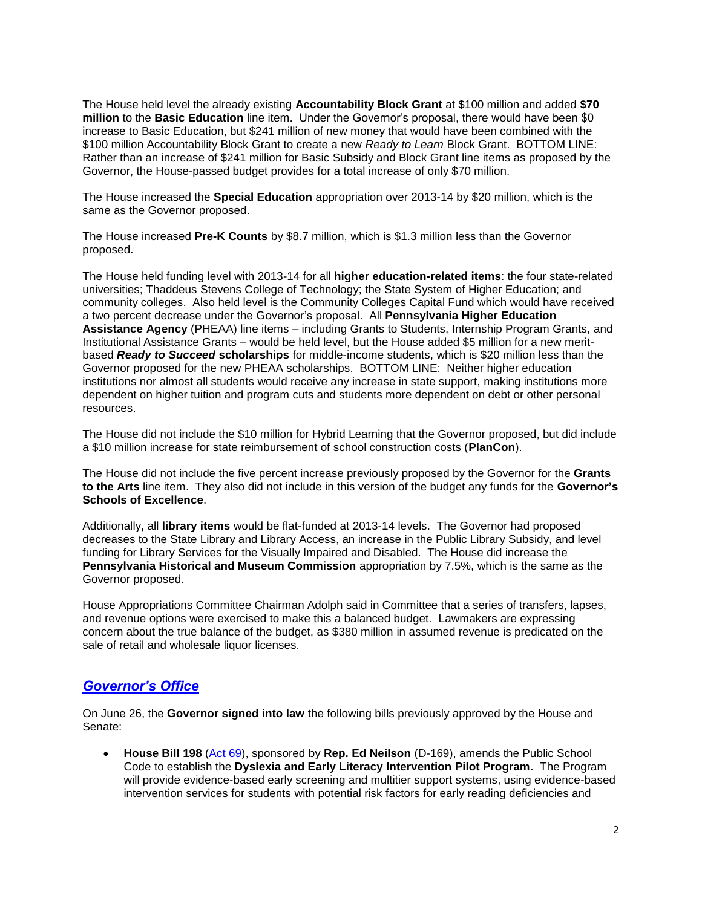The House held level the already existing **Accountability Block Grant** at $100 million and added **$70 million** to the **Basic Education** line item. Under the Governor's proposal, there would have been $0 increase to Basic Education, but $241 million of new money that would have been combined with the $100 million Accountability Block Grant to create a new *Ready to Learn* Block Grant. BOTTOM LINE: Rather than an increase of $241 million for Basic Subsidy and Block Grant line items as proposed by the Governor, the House-passed budget provides for a total increase of only $70 million.

The House increased the **Special Education** appropriation over 2013-14 by $20 million, which is the same as the Governor proposed.

The House increased **Pre-K Counts** by $8.7 million, which is $1.3 million less than the Governor proposed.

The House held funding level with 2013-14 for all **higher education-related items**: the four state-related universities; Thaddeus Stevens College of Technology; the State System of Higher Education; and community colleges. Also held level is the Community Colleges Capital Fund which would have received a two percent decrease under the Governor's proposal. All **Pennsylvania Higher Education Assistance Agency** (PHEAA) line items – including Grants to Students, Internship Program Grants, and Institutional Assistance Grants – would be held level, but the House added $5 million for a new merit-based ***Ready to Succeed*** **scholarships** for middle-income students, which is $20 million less than the Governor proposed for the new PHEAA scholarships. BOTTOM LINE: Neither higher education institutions nor almost all students would receive any increase in state support, making institutions more dependent on higher tuition and program cuts and students more dependent on debt or other personal resources.

The House did not include the $10 million for Hybrid Learning that the Governor proposed, but did include a $10 million increase for state reimbursement of school construction costs (**PlanCon**).

The House did not include the five percent increase previously proposed by the Governor for the **Grants to the Arts** line item. They also did not include in this version of the budget any funds for the **Governor's Schools of Excellence**.

Additionally, all **library items** would be flat-funded at 2013-14 levels. The Governor had proposed decreases to the State Library and Library Access, an increase in the Public Library Subsidy, and level funding for Library Services for the Visually Impaired and Disabled. The House did increase the **Pennsylvania Historical and Museum Commission** appropriation by 7.5%, which is the same as the Governor proposed.

House Appropriations Committee Chairman Adolph said in Committee that a series of transfers, lapses, and revenue options were exercised to make this a balanced budget. Lawmakers are expressing concern about the true balance of the budget, as $380 million in assumed revenue is predicated on the sale of retail and wholesale liquor licenses.

## ***Governor's Office***

On June 26, the **Governor signed into law** the following bills previously approved by the House and Senate:

- **House Bill 198** (Act 69), sponsored by **Rep. Ed Neilson** (D-169), amends the Public School Code to establish the **Dyslexia and Early Literacy Intervention Pilot Program**. The Program will provide evidence-based early screening and multitier support systems, using evidence-based intervention services for students with potential risk factors for early reading deficiencies and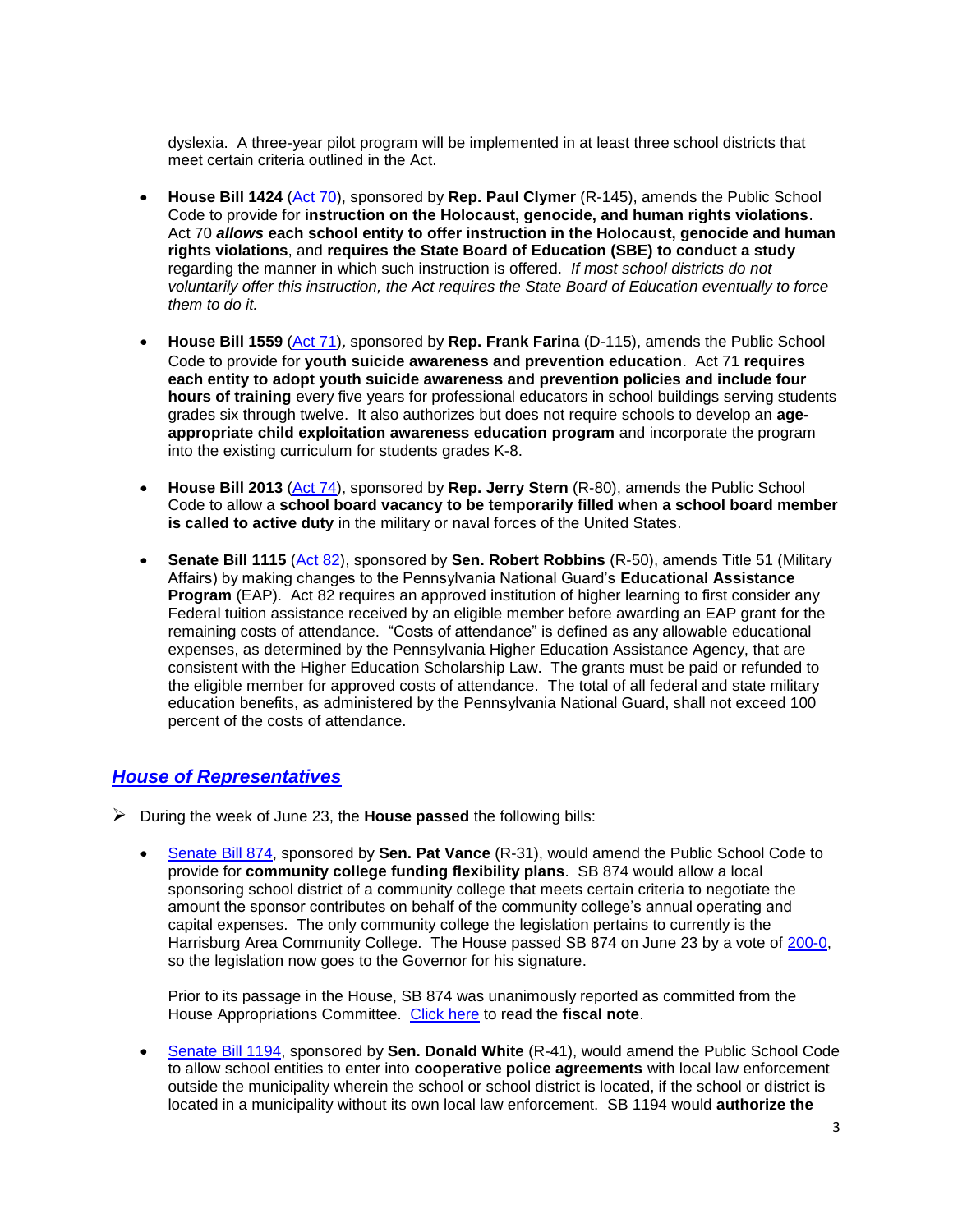dyslexia. A three-year pilot program will be implemented in at least three school districts that meet certain criteria outlined in the Act.

- **House Bill 1424** ([Act 70]()), sponsored by **Rep. Paul Clymer** (R-145), amends the Public School Code to provide for **instruction on the Holocaust, genocide, and human rights violations**. Act 70 ***allows*** **each school entity to offer instruction in the Holocaust, genocide and human rights violations**, and **requires the State Board of Education (SBE) to conduct a study** regarding the manner in which such instruction is offered. *If most school districts do not voluntarily offer this instruction, the Act requires the State Board of Education eventually to force them to do it.*

- **House Bill 1559** ([Act 71]()), sponsored by **Rep. Frank Farina** (D-115), amends the Public School Code to provide for **youth suicide awareness and prevention education**. Act 71 **requires each entity to adopt youth suicide awareness and prevention policies and include four hours of training** every five years for professional educators in school buildings serving students grades six through twelve. It also authorizes but does not require schools to develop an **age-appropriate child exploitation awareness education program** and incorporate the program into the existing curriculum for students grades K-8.

- **House Bill 2013** ([Act 74]()), sponsored by **Rep. Jerry Stern** (R-80), amends the Public School Code to allow a **school board vacancy to be temporarily filled when a school board member is called to active duty** in the military or naval forces of the United States.

- **Senate Bill 1115** ([Act 82]()), sponsored by **Sen. Robert Robbins** (R-50), amends Title 51 (Military Affairs) by making changes to the Pennsylvania National Guard's **Educational Assistance Program** (EAP). Act 82 requires an approved institution of higher learning to first consider any Federal tuition assistance received by an eligible member before awarding an EAP grant for the remaining costs of attendance. "Costs of attendance" is defined as any allowable educational expenses, as determined by the Pennsylvania Higher Education Assistance Agency, that are consistent with the Higher Education Scholarship Law. The grants must be paid or refunded to the eligible member for approved costs of attendance. The total of all federal and state military education benefits, as administered by the Pennsylvania National Guard, shall not exceed 100 percent of the costs of attendance.

## *House of Representatives*

- During the week of June 23, the **House passed** the following bills:

  - [Senate Bill 874](), sponsored by **Sen. Pat Vance** (R-31), would amend the Public School Code to provide for **community college funding flexibility plans**. SB 874 would allow a local sponsoring school district of a community college that meets certain criteria to negotiate the amount the sponsor contributes on behalf of the community college's annual operating and capital expenses. The only community college the legislation pertains to currently is the Harrisburg Area Community College. The House passed SB 874 on June 23 by a vote of [200-0](), so the legislation now goes to the Governor for his signature.

    Prior to its passage in the House, SB 874 was unanimously reported as committed from the House Appropriations Committee. [Click here]() to read the **fiscal note**.

  - [Senate Bill 1194](), sponsored by **Sen. Donald White** (R-41), would amend the Public School Code to allow school entities to enter into **cooperative police agreements** with local law enforcement outside the municipality wherein the school or school district is located, if the school or district is located in a municipality without its own local law enforcement. SB 1194 would **authorize the**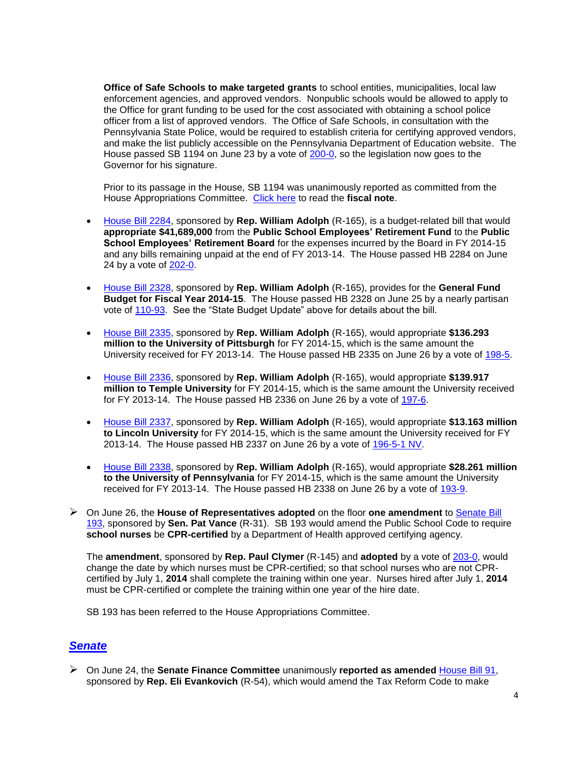**Office of Safe Schools to make targeted grants** to school entities, municipalities, local law enforcement agencies, and approved vendors. Nonpublic schools would be allowed to apply to the Office for grant funding to be used for the cost associated with obtaining a school police officer from a list of approved vendors. The Office of Safe Schools, in consultation with the Pennsylvania State Police, would be required to establish criteria for certifying approved vendors, and make the list publicly accessible on the Pennsylvania Department of Education website. The House passed SB 1194 on June 23 by a vote of 200-0, so the legislation now goes to the Governor for his signature.

Prior to its passage in the House, SB 1194 was unanimously reported as committed from the House Appropriations Committee. Click here to read the **fiscal note**.

- House Bill 2284, sponsored by **Rep. William Adolph** (R-165), is a budget-related bill that would **appropriate $41,689,000** from the **Public School Employees' Retirement Fund** to the **Public School Employees' Retirement Board** for the expenses incurred by the Board in FY 2014-15 and any bills remaining unpaid at the end of FY 2013-14. The House passed HB 2284 on June 24 by a vote of 202-0.

- House Bill 2328, sponsored by **Rep. William Adolph** (R-165), provides for the **General Fund Budget for Fiscal Year 2014-15**. The House passed HB 2328 on June 25 by a nearly partisan vote of 110-93. See the "State Budget Update" above for details about the bill.

- House Bill 2335, sponsored by **Rep. William Adolph** (R-165), would appropriate **$136.293 million to the University of Pittsburgh** for FY 2014-15, which is the same amount the University received for FY 2013-14. The House passed HB 2335 on June 26 by a vote of 198-5.

- House Bill 2336, sponsored by **Rep. William Adolph** (R-165), would appropriate **$139.917 million to Temple University** for FY 2014-15, which is the same amount the University received for FY 2013-14. The House passed HB 2336 on June 26 by a vote of 197-6.

- House Bill 2337, sponsored by **Rep. William Adolph** (R-165), would appropriate **$13.163 million to Lincoln University** for FY 2014-15, which is the same amount the University received for FY 2013-14. The House passed HB 2337 on June 26 by a vote of 196-5-1 NV.

- House Bill 2338, sponsored by **Rep. William Adolph** (R-165), would appropriate **$28.261 million to the University of Pennsylvania** for FY 2014-15, which is the same amount the University received for FY 2013-14. The House passed HB 2338 on June 26 by a vote of 193-9.

- On June 26, the **House of Representatives adopted** on the floor **one amendment** to Senate Bill 193, sponsored by **Sen. Pat Vance** (R-31). SB 193 would amend the Public School Code to require **school nurses** be **CPR-certified** by a Department of Health approved certifying agency.

  The **amendment**, sponsored by **Rep. Paul Clymer** (R-145) and **adopted** by a vote of 203-0, would change the date by which nurses must be CPR-certified; so that school nurses who are not CPR-certified by July 1, **2014** shall complete the training within one year. Nurses hired after July 1, **2014** must be CPR-certified or complete the training within one year of the hire date.

  SB 193 has been referred to the House Appropriations Committee.

## ***Senate***

- On June 24, the **Senate Finance Committee** unanimously **reported as amended** House Bill 91, sponsored by **Rep. Eli Evankovich** (R-54), which would amend the Tax Reform Code to make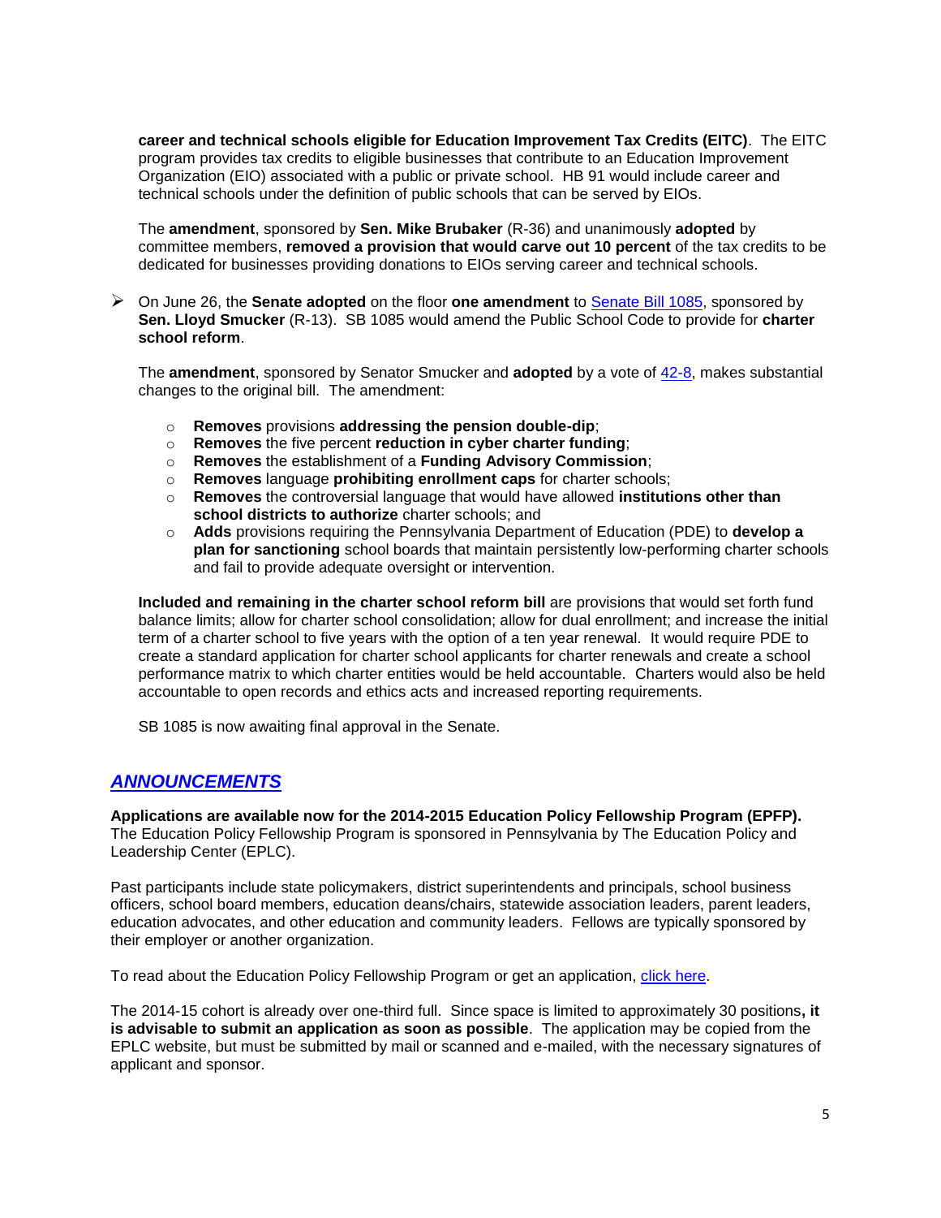**career and technical schools eligible for Education Improvement Tax Credits (EITC)**. The EITC program provides tax credits to eligible businesses that contribute to an Education Improvement Organization (EIO) associated with a public or private school. HB 91 would include career and technical schools under the definition of public schools that can be served by EIOs.

The **amendment**, sponsored by **Sen. Mike Brubaker** (R-36) and unanimously **adopted** by committee members, **removed a provision that would carve out 10 percent** of the tax credits to be dedicated for businesses providing donations to EIOs serving career and technical schools.

- On June 26, the **Senate adopted** on the floor **one amendment** to [Senate Bill 1085](), sponsored by **Sen. Lloyd Smucker** (R-13). SB 1085 would amend the Public School Code to provide for **charter school reform**.

  The **amendment**, sponsored by Senator Smucker and **adopted** by a vote of [42-8](), makes substantial changes to the original bill. The amendment:

  - **Removes** provisions **addressing the pension double-dip**;
  - **Removes** the five percent **reduction in cyber charter funding**;
  - **Removes** the establishment of a **Funding Advisory Commission**;
  - **Removes** language **prohibiting enrollment caps** for charter schools;
  - **Removes** the controversial language that would have allowed **institutions other than school districts to authorize** charter schools; and
  - **Adds** provisions requiring the Pennsylvania Department of Education (PDE) to **develop a plan for sanctioning** school boards that maintain persistently low-performing charter schools and fail to provide adequate oversight or intervention.

  **Included and remaining in the charter school reform bill** are provisions that would set forth fund balance limits; allow for charter school consolidation; allow for dual enrollment; and increase the initial term of a charter school to five years with the option of a ten year renewal. It would require PDE to create a standard application for charter school applicants for charter renewals and create a school performance matrix to which charter entities would be held accountable. Charters would also be held accountable to open records and ethics acts and increased reporting requirements.

  SB 1085 is now awaiting final approval in the Senate.

## ***ANNOUNCEMENTS***

**Applications are available now for the 2014-2015 Education Policy Fellowship Program (EPFP).** The Education Policy Fellowship Program is sponsored in Pennsylvania by The Education Policy and Leadership Center (EPLC).

Past participants include state policymakers, district superintendents and principals, school business officers, school board members, education deans/chairs, statewide association leaders, parent leaders, education advocates, and other education and community leaders. Fellows are typically sponsored by their employer or another organization.

To read about the Education Policy Fellowship Program or get an application, [click here]().

The 2014-15 cohort is already over one-third full. Since space is limited to approximately 30 positions**, it is advisable to submit an application as soon as possible**. The application may be copied from the EPLC website, but must be submitted by mail or scanned and e-mailed, with the necessary signatures of applicant and sponsor.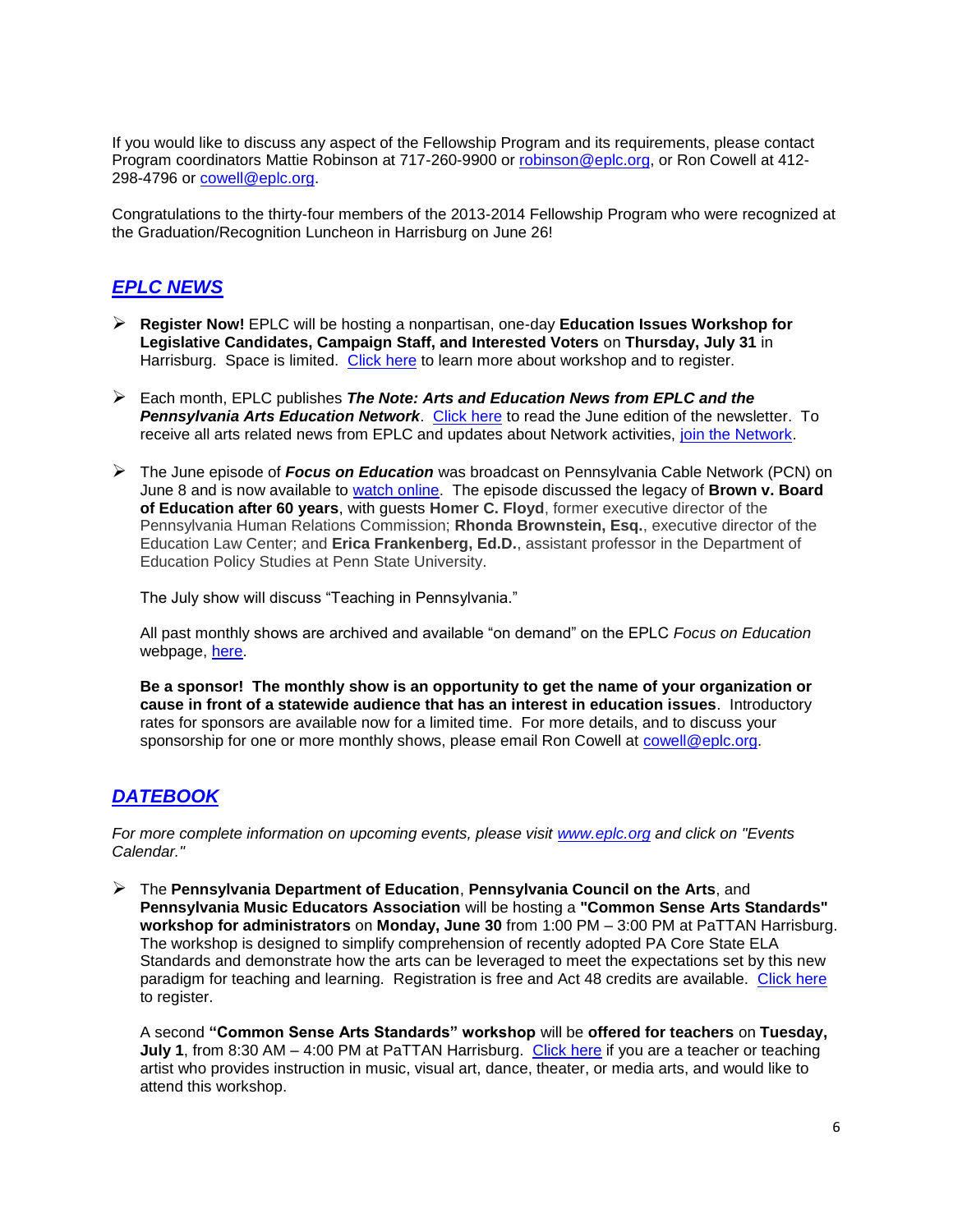If you would like to discuss any aspect of the Fellowship Program and its requirements, please contact Program coordinators Mattie Robinson at 717-260-9900 or robinson@eplc.org, or Ron Cowell at 412-298-4796 or cowell@eplc.org.

Congratulations to the thirty-four members of the 2013-2014 Fellowship Program who were recognized at the Graduation/Recognition Luncheon in Harrisburg on June 26!

## *EPLC NEWS*

- **Register Now!** EPLC will be hosting a nonpartisan, one-day **Education Issues Workshop for Legislative Candidates, Campaign Staff, and Interested Voters** on **Thursday, July 31** in Harrisburg. Space is limited. Click here to learn more about workshop and to register.

- Each month, EPLC publishes ***The Note: Arts and Education News from EPLC and the Pennsylvania Arts Education Network***. Click here to read the June edition of the newsletter. To receive all arts related news from EPLC and updates about Network activities, join the Network.

- The June episode of ***Focus on Education*** was broadcast on Pennsylvania Cable Network (PCN) on June 8 and is now available to watch online. The episode discussed the legacy of **Brown v. Board of Education after 60 years**, with guests **Homer C. Floyd**, former executive director of the Pennsylvania Human Relations Commission; **Rhonda Brownstein, Esq.**, executive director of the Education Law Center; and **Erica Frankenberg, Ed.D.**, assistant professor in the Department of Education Policy Studies at Penn State University.

  The July show will discuss "Teaching in Pennsylvania."

  All past monthly shows are archived and available "on demand" on the EPLC *Focus on Education* webpage, here.

  **Be a sponsor! The monthly show is an opportunity to get the name of your organization or cause in front of a statewide audience that has an interest in education issues**. Introductory rates for sponsors are available now for a limited time. For more details, and to discuss your sponsorship for one or more monthly shows, please email Ron Cowell at cowell@eplc.org.

## *DATEBOOK*

*For more complete information on upcoming events, please visit www.eplc.org and click on "Events Calendar."*

- The **Pennsylvania Department of Education**, **Pennsylvania Council on the Arts**, and **Pennsylvania Music Educators Association** will be hosting a **"Common Sense Arts Standards" workshop for administrators** on **Monday, June 30** from 1:00 PM – 3:00 PM at PaTTAN Harrisburg. The workshop is designed to simplify comprehension of recently adopted PA Core State ELA Standards and demonstrate how the arts can be leveraged to meet the expectations set by this new paradigm for teaching and learning. Registration is free and Act 48 credits are available. Click here to register.

  A second **"Common Sense Arts Standards" workshop** will be **offered for teachers** on **Tuesday, July 1**, from 8:30 AM – 4:00 PM at PaTTAN Harrisburg. Click here if you are a teacher or teaching artist who provides instruction in music, visual art, dance, theater, or media arts, and would like to attend this workshop.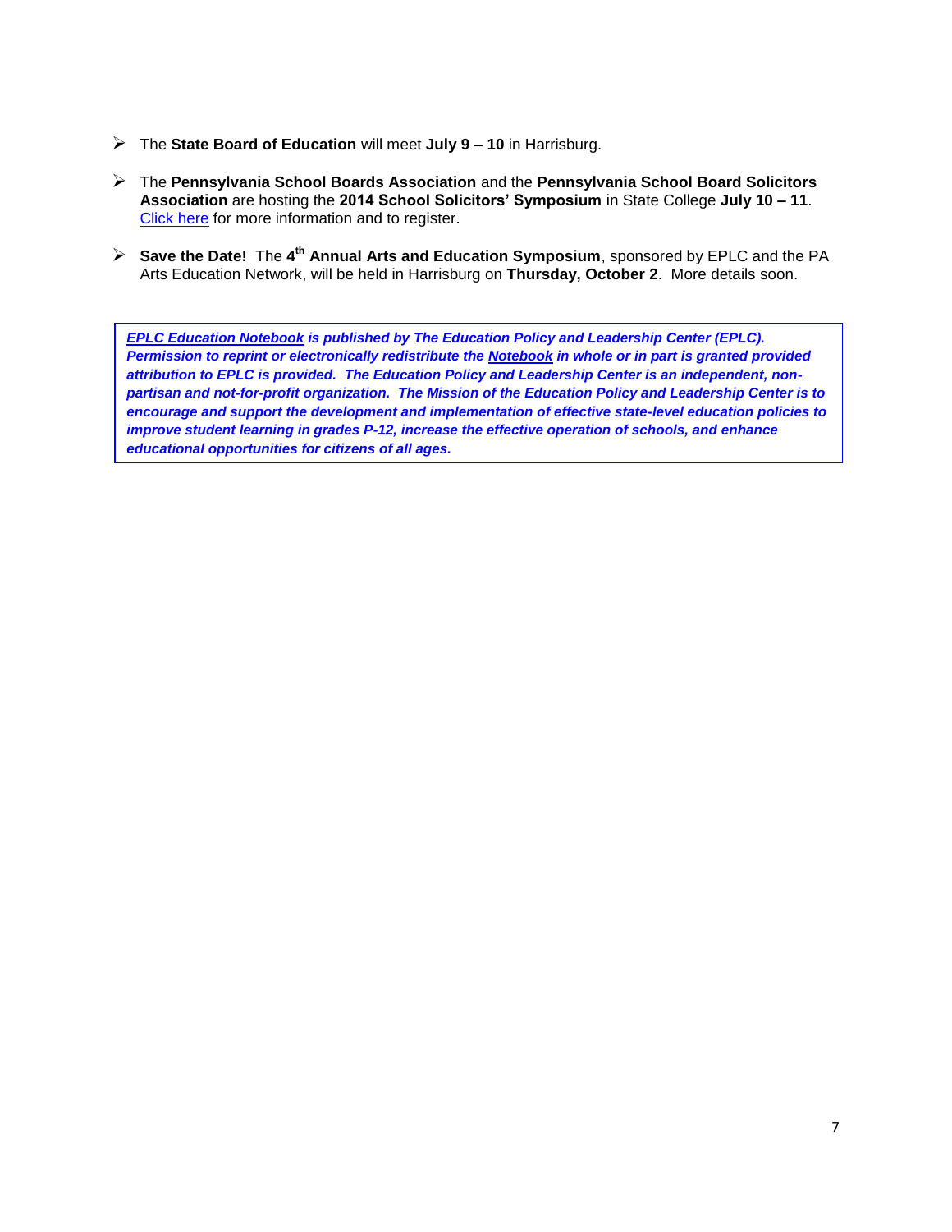- The **State Board of Education** will meet **July 9 – 10** in Harrisburg.

- The **Pennsylvania School Boards Association** and the **Pennsylvania School Board Solicitors Association** are hosting the **2014 School Solicitors' Symposium** in State College **July 10 – 11**. Click here for more information and to register.

- **Save the Date!** The **4th Annual Arts and Education Symposium**, sponsored by EPLC and the PA Arts Education Network, will be held in Harrisburg on **Thursday, October 2**. More details soon.

***EPLC Education Notebook is published by The Education Policy and Leadership Center (EPLC). Permission to reprint or electronically redistribute the Notebook in whole or in part is granted provided attribution to EPLC is provided. The Education Policy and Leadership Center is an independent, non-partisan and not-for-profit organization. The Mission of the Education Policy and Leadership Center is to encourage and support the development and implementation of effective state-level education policies to improve student learning in grades P-12, increase the effective operation of schools, and enhance educational opportunities for citizens of all ages.***